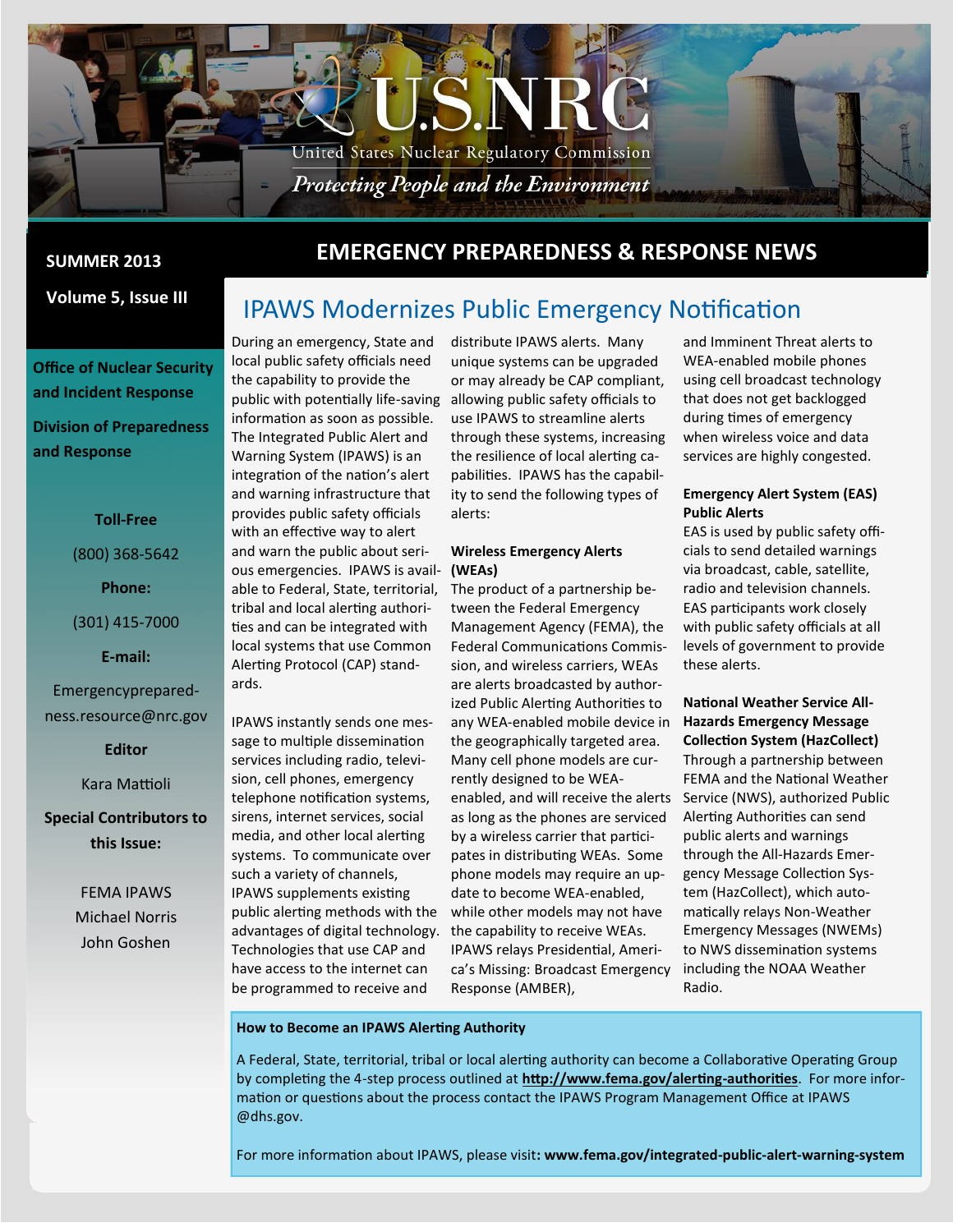U.S.NRC

United States Nuclear Regulatory Commission

*Protecting People and the Environment*

**SUMMER 2013**

**Volume 5, Issue III**

# EMERGENCY PREPAREDNESS & RESPONSE NEWS

**Office of Nuclear Security and Incident Response**

**Division of Preparedness and Response**

**Toll-Free**

(800) 368-5642

**Phone:**

(301) 415-7000

**E-mail:**

Emergencypreparedness.resource@nrc.gov

**Editor**

Kara Mattioli

**Special Contributors to this Issue:**

FEMA IPAWS
Michael Norris
John Goshen

## IPAWS Modernizes Public Emergency Notification

During an emergency, State and local public safety officials need the capability to provide the public with potentially life-saving information as soon as possible. The Integrated Public Alert and Warning System (IPAWS) is an integration of the nation's alert and warning infrastructure that provides public safety officials with an effective way to alert and warn the public about serious emergencies. IPAWS is available to Federal, State, territorial, tribal and local alerting authorities and can be integrated with local systems that use Common Alerting Protocol (CAP) standards.

IPAWS instantly sends one message to multiple dissemination services including radio, television, cell phones, emergency telephone notification systems, sirens, internet services, social media, and other local alerting systems. To communicate over such a variety of channels, IPAWS supplements existing public alerting methods with the advantages of digital technology. Technologies that use CAP and have access to the internet can be programmed to receive and distribute IPAWS alerts. Many unique systems can be upgraded or may already be CAP compliant, allowing public safety officials to use IPAWS to streamline alerts through these systems, increasing the resilience of local alerting capabilities. IPAWS has the capability to send the following types of alerts:

**Wireless Emergency Alerts (WEAs)**

The product of a partnership between the Federal Emergency Management Agency (FEMA), the Federal Communications Commission, and wireless carriers, WEAs are alerts broadcasted by authorized Public Alerting Authorities to any WEA-enabled mobile device in the geographically targeted area. Many cell phone models are currently designed to be WEA-enabled, and will receive the alerts as long as the phones are serviced by a wireless carrier that participates in distributing WEAs. Some phone models may require an update to become WEA-enabled, while other models may not have the capability to receive WEAs. IPAWS relays Presidential, America's Missing: Broadcast Emergency Response (AMBER), and Imminent Threat alerts to WEA-enabled mobile phones using cell broadcast technology that does not get backlogged during times of emergency when wireless voice and data services are highly congested.

**Emergency Alert System (EAS) Public Alerts**

EAS is used by public safety officials to send detailed warnings via broadcast, cable, satellite, radio and television channels. EAS participants work closely with public safety officials at all levels of government to provide these alerts.

**National Weather Service All-Hazards Emergency Message Collection System (HazCollect)**

Through a partnership between FEMA and the National Weather Service (NWS), authorized Public Alerting Authorities can send public alerts and warnings through the All-Hazards Emergency Message Collection System (HazCollect), which automatically relays Non-Weather Emergency Messages (NWEMs) to NWS dissemination systems including the NOAA Weather Radio.

**How to Become an IPAWS Alerting Authority**

A Federal, State, territorial, tribal or local alerting authority can become a Collaborative Operating Group by completing the 4-step process outlined at **http://www.fema.gov/alerting-authorities**. For more information or questions about the process contact the IPAWS Program Management Office at IPAWS @dhs.gov.

For more information about IPAWS, please visit**: www.fema.gov/integrated-public-alert-warning-system**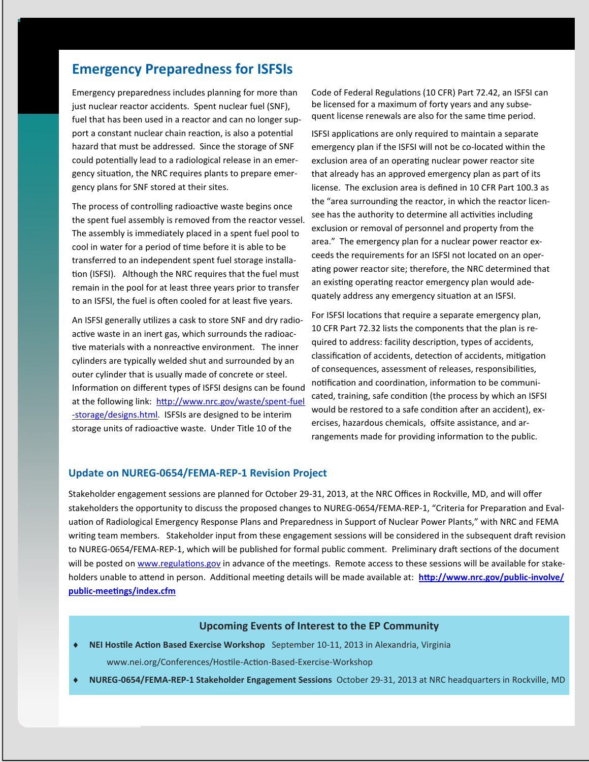## Emergency Preparedness for ISFSIs

Emergency preparedness includes planning for more than just nuclear reactor accidents. Spent nuclear fuel (SNF), fuel that has been used in a reactor and can no longer support a constant nuclear chain reaction, is also a potential hazard that must be addressed. Since the storage of SNF could potentially lead to a radiological release in an emergency situation, the NRC requires plants to prepare emergency plans for SNF stored at their sites.

The process of controlling radioactive waste begins once the spent fuel assembly is removed from the reactor vessel. The assembly is immediately placed in a spent fuel pool to cool in water for a period of time before it is able to be transferred to an independent spent fuel storage installation (ISFSI). Although the NRC requires that the fuel must remain in the pool for at least three years prior to transfer to an ISFSI, the fuel is often cooled for at least five years.

An ISFSI generally utilizes a cask to store SNF and dry radioactive waste in an inert gas, which surrounds the radioactive materials with a nonreactive environment. The inner cylinders are typically welded shut and surrounded by an outer cylinder that is usually made of concrete or steel. Information on different types of ISFSI designs can be found at the following link: http://www.nrc.gov/waste/spent-fuel-storage/designs.html. ISFSIs are designed to be interim storage units of radioactive waste. Under Title 10 of the Code of Federal Regulations (10 CFR) Part 72.42, an ISFSI can be licensed for a maximum of forty years and any subsequent license renewals are also for the same time period.

ISFSI applications are only required to maintain a separate emergency plan if the ISFSI will not be co-located within the exclusion area of an operating nuclear power reactor site that already has an approved emergency plan as part of its license. The exclusion area is defined in 10 CFR Part 100.3 as the "area surrounding the reactor, in which the reactor licensee has the authority to determine all activities including exclusion or removal of personnel and property from the area." The emergency plan for a nuclear power reactor exceeds the requirements for an ISFSI not located on an operating power reactor site; therefore, the NRC determined that an existing operating reactor emergency plan would adequately address any emergency situation at an ISFSI.

For ISFSI locations that require a separate emergency plan, 10 CFR Part 72.32 lists the components that the plan is required to address: facility description, types of accidents, classification of accidents, detection of accidents, mitigation of consequences, assessment of releases, responsibilities, notification and coordination, information to be communicated, training, safe condition (the process by which an ISFSI would be restored to a safe condition after an accident), exercises, hazardous chemicals, offsite assistance, and arrangements made for providing information to the public.

### Update on NUREG-0654/FEMA-REP-1 Revision Project

Stakeholder engagement sessions are planned for October 29-31, 2013, at the NRC Offices in Rockville, MD, and will offer stakeholders the opportunity to discuss the proposed changes to NUREG-0654/FEMA-REP-1, "Criteria for Preparation and Evaluation of Radiological Emergency Response Plans and Preparedness in Support of Nuclear Power Plants," with NRC and FEMA writing team members. Stakeholder input from these engagement sessions will be considered in the subsequent draft revision to NUREG-0654/FEMA-REP-1, which will be published for formal public comment. Preliminary draft sections of the document will be posted on www.regulations.gov in advance of the meetings. Remote access to these sessions will be available for stakeholders unable to attend in person. Additional meeting details will be made available at: **http://www.nrc.gov/public-involve/public-meetings/index.cfm**

### Upcoming Events of Interest to the EP Community

- **NEI Hostile Action Based Exercise Workshop** September 10-11, 2013 in Alexandria, Virginia
  www.nei.org/Conferences/Hostile-Action-Based-Exercise-Workshop
- **NUREG-0654/FEMA-REP-1 Stakeholder Engagement Sessions** October 29-31, 2013 at NRC headquarters in Rockville, MD